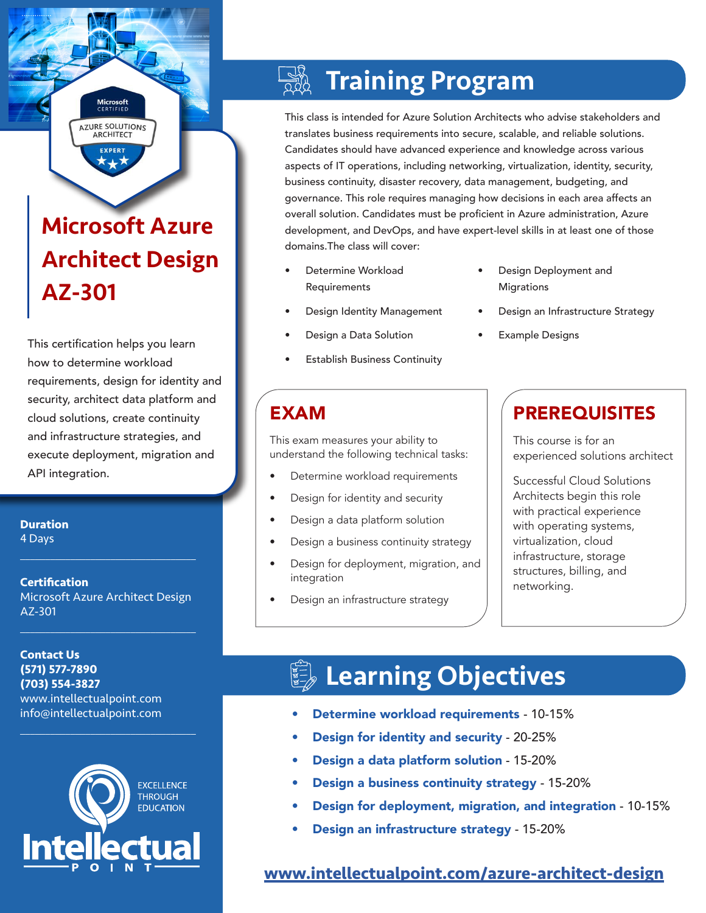# Microsoft Azure Architect Design AZ-301

This certification helps you learn how to determine workload requirements, design for identity and security, architect data platform and cloud solutions, create continuity and infrastructure strategies, and execute deployment, migration and API integration.

**Duration**
4 Days

**Certification**
Microsoft Azure Architect Design AZ-301

**Contact Us**
**(571) 577-7890**
**(703) 554-3827**
www.intellectualpoint.com
info@intellectualpoint.com

EXCELLENCE THROUGH EDUCATION

Intellectual POINT

## Training Program

This class is intended for Azure Solution Architects who advise stakeholders and translates business requirements into secure, scalable, and reliable solutions. Candidates should have advanced experience and knowledge across various aspects of IT operations, including networking, virtualization, identity, security, business continuity, disaster recovery, data management, budgeting, and governance. This role requires managing how decisions in each area affects an overall solution. Candidates must be proficient in Azure administration, Azure development, and DevOps, and have expert-level skills in at least one of those domains.The class will cover:

- Determine Workload Requirements
- Design Identity Management
- Design a Data Solution
- Establish Business Continuity
- Design Deployment and Migrations
- Design an Infrastructure Strategy
- Example Designs

## EXAM

This exam measures your ability to understand the following technical tasks:

- Determine workload requirements
- Design for identity and security
- Design a data platform solution
- Design a business continuity strategy
- Design for deployment, migration, and integration
- Design an infrastructure strategy

## PREREQUISITES

This course is for an experienced solutions architect

Successful Cloud Solutions Architects begin this role with practical experience with operating systems, virtualization, cloud infrastructure, storage structures, billing, and networking.

## Learning Objectives

- **Determine workload requirements** - 10-15%
- **Design for identity and security** - 20-25%
- **Design a data platform solution** - 15-20%
- **Design a business continuity strategy** - 15-20%
- **Design for deployment, migration, and integration** - 10-15%
- **Design an infrastructure strategy** - 15-20%

**www.intellectualpoint.com/azure-architect-design**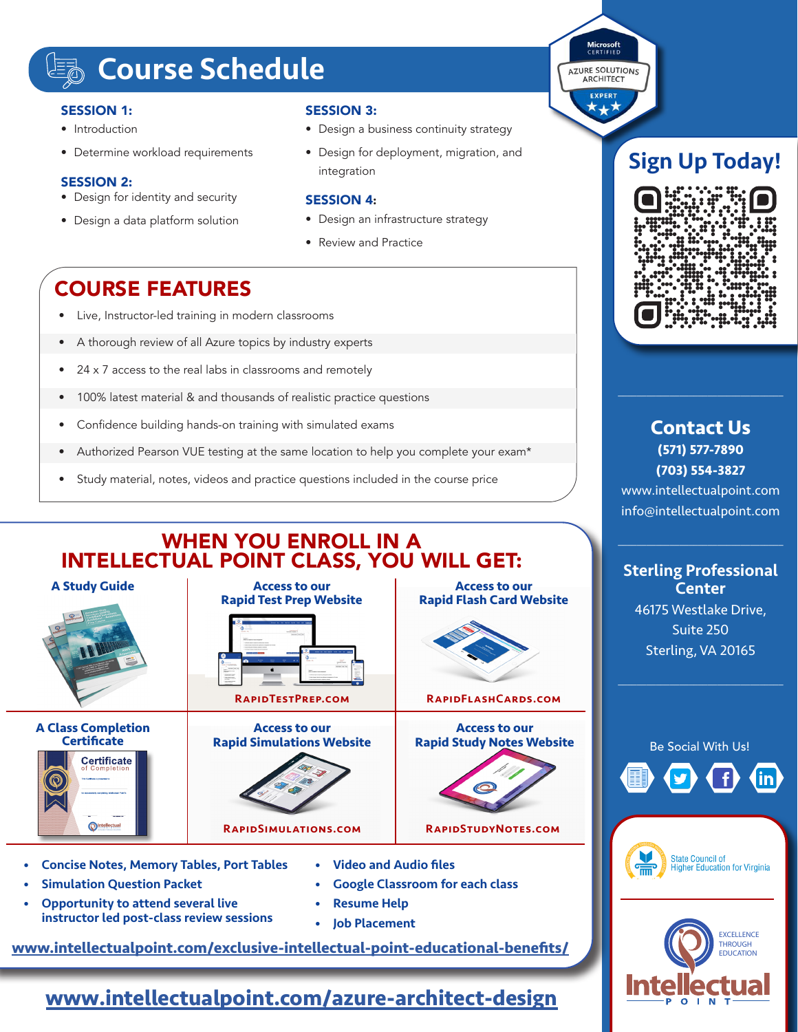# Course Schedule

**SESSION 1:**
- Introduction
- Determine workload requirements

**SESSION 2:**
- Design for identity and security
- Design a data platform solution

**SESSION 3:**
- Design a business continuity strategy
- Design for deployment, migration, and integration

**SESSION 4:**
- Design an infrastructure strategy
- Review and Practice

Microsoft CERTIFIED
AZURE SOLUTIONS ARCHITECT
EXPERT

## COURSE FEATURES

- Live, Instructor-led training in modern classrooms
- A thorough review of all Azure topics by industry experts
- 24 x 7 access to the real labs in classrooms and remotely
- 100% latest material & and thousands of realistic practice questions
- Confidence building hands-on training with simulated exams
- Authorized Pearson VUE testing at the same location to help you complete your exam*
- Study material, notes, videos and practice questions included in the course price

## WHEN YOU ENROLL IN A INTELLECTUAL POINT CLASS, YOU WILL GET:

| | | |
|---|---|---|
| **A Study Guide** | **Access to our Rapid Test Prep Website** RAPIDTESTPREP.COM | **Access to our Rapid Flash Card Website** RAPIDFLASHCARDS.COM |
| **A Class Completion Certificate** | **Access to our Rapid Simulations Website** RAPIDSIMULATIONS.COM | **Access to our Rapid Study Notes Website** RAPIDSTUDYNOTES.COM |

- **Concise Notes, Memory Tables, Port Tables**
- **Simulation Question Packet**
- **Opportunity to attend several live instructor led post-class review sessions**
- **Video and Audio files**
- **Google Classroom for each class**
- **Resume Help**
- **Job Placement**

www.intellectualpoint.com/exclusive-intellectual-point-educational-benefits/

## Sign Up Today!

## Contact Us

**(571) 577-7890**
**(703) 554-3827**
www.intellectualpoint.com
info@intellectualpoint.com

## Sterling Professional Center

46175 Westlake Drive,
Suite 250
Sterling, VA 20165

Be Social With Us!

State Council of Higher Education for Virginia

EXCELLENCE THROUGH EDUCATION
Intellectual POINT

**www.intellectualpoint.com/azure-architect-design**